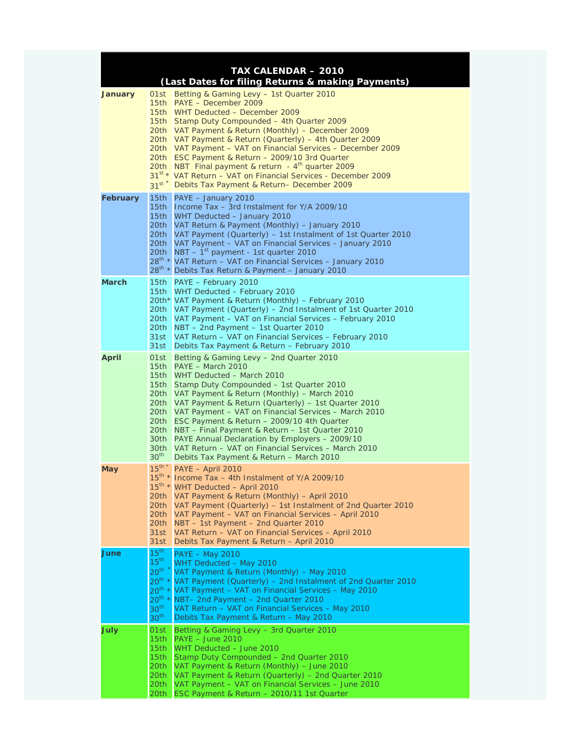# TAX CALENDAR – 2010

## (Last Dates for filing Returns & making Payments)

| Month | Date | Description |
|---|---|---|
| **January** | 01st | Betting & Gaming Levy – 1st Quarter 2010 |
| | 15th | PAYE – December 2009 |
| | 15th | WHT Deducted – December 2009 |
| | 15th | Stamp Duty Compounded – 4th Quarter 2009 |
| | 20th | VAT Payment & Return (Monthly) – December 2009 |
| | 20th | VAT Payment & Return (Quarterly) – 4th Quarter 2009 |
| | 20th | VAT Payment – VAT on Financial Services – December 2009 |
| | 20th | ESC Payment & Return – 2009/10 3rd Quarter |
| | 20th | NBT Final payment & return - 4th quarter 2009 |
| | 31st * | VAT Return – VAT on Financial Services - December 2009 |
| | 31st * | Debits Tax Payment & Return– December 2009 |
| **February** | 15th | PAYE – January 2010 |
| | 15th | Income Tax – 3rd Instalment for Y/A 2009/10 |
| | 15th | WHT Deducted – January 2010 |
| | 20th | VAT Return & Payment (Monthly) – January 2010 |
| | 20th | VAT Payment (Quarterly) – 1st Instalment of 1st Quarter 2010 |
| | 20th | VAT Payment – VAT on Financial Services – January 2010 |
| | 20th | NBT – 1st payment - 1st quarter 2010 |
| | 28th * | VAT Return – VAT on Financial Services – January 2010 |
| | 28th * | Debits Tax Return & Payment – January 2010 |
| **March** | 15th | PAYE – February 2010 |
| | 15th | WHT Deducted – February 2010 |
| | 20th* | VAT Payment & Return (Monthly) – February 2010 |
| | 20th | VAT Payment (Quarterly) – 2nd Instalment of 1st Quarter 2010 |
| | 20th | VAT Payment – VAT on Financial Services – February 2010 |
| | 20th | NBT – 2nd Payment – 1st Quarter 2010 |
| | 31st | VAT Return – VAT on Financial Services – February 2010 |
| | 31st | Debits Tax Payment & Return – February 2010 |
| **April** | 01st | Betting & Gaming Levy – 2nd Quarter 2010 |
| | 15th | PAYE – March 2010 |
| | 15th | WHT Deducted – March 2010 |
| | 15th | Stamp Duty Compounded – 1st Quarter 2010 |
| | 20th | VAT Payment & Return (Monthly) – March 2010 |
| | 20th | VAT Payment & Return (Quarterly) – 1st Quarter 2010 |
| | 20th | VAT Payment – VAT on Financial Services – March 2010 |
| | 20th | ESC Payment & Return – 2009/10 4th Quarter |
| | 20th | NBT – Final Payment & Return – 1st Quarter 2010 |
| | 30th | PAYE Annual Declaration by Employers – 2009/10 |
| | 30th | VAT Return – VAT on Financial Services – March 2010 |
| | 30th | Debits Tax Payment & Return – March 2010 |
| **May** | 15th * | PAYE – April 2010 |
| | 15th * | Income Tax – 4th Instalment of Y/A 2009/10 |
| | 15th * | WHT Deducted – April 2010 |
| | 20th | VAT Payment & Return (Monthly) – April 2010 |
| | 20th | VAT Payment (Quarterly) – 1st Instalment of 2nd Quarter 2010 |
| | 20th | VAT Payment – VAT on Financial Services – April 2010 |
| | 20th | NBT – 1st Payment – 2nd Quarter 2010 |
| | 31st | VAT Return – VAT on Financial Services – April 2010 |
| | 31st | Debits Tax Payment & Return – April 2010 |
| **June** | 15th | PAYE – May 2010 |
| | 15th | WHT Deducted – May 2010 |
| | 20th * | VAT Payment & Return (Monthly) – May 2010 |
| | 20th * | VAT Payment (Quarterly) – 2nd Instalment of 2nd Quarter 2010 |
| | 20th * | VAT Payment – VAT on Financial Services – May 2010 |
| | 20th * | NBT– 2nd Payment – 2nd Quarter 2010 |
| | 30th | VAT Return – VAT on Financial Services – May 2010 |
| | 30th | Debits Tax Payment & Return – May 2010 |
| **July** | 01st | Betting & Gaming Levy – 3rd Quarter 2010 |
| | 15th | PAYE – June 2010 |
| | 15th | WHT Deducted – June 2010 |
| | 15th | Stamp Duty Compounded – 2nd Quarter 2010 |
| | 20th | VAT Payment & Return (Monthly) – June 2010 |
| | 20th | VAT Payment & Return (Quarterly) – 2nd Quarter 2010 |
| | 20th | VAT Payment – VAT on Financial Services – June 2010 |
| | 20th | ESC Payment & Return – 2010/11 1st Quarter |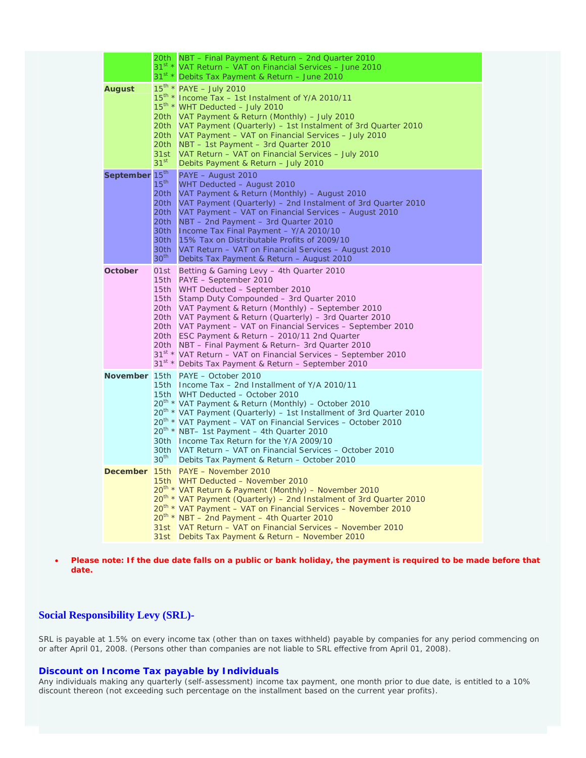| Month | Date | Description |
|---|---|---|
| | 20th | NBT – Final Payment & Return – 2nd Quarter 2010 |
| | 31st * | VAT Return – VAT on Financial Services – June 2010 |
| | 31st * | Debits Tax Payment & Return – June 2010 |
| **August** | 15th * | PAYE – July 2010 |
| | 15th * | Income Tax – 1st Instalment of Y/A 2010/11 |
| | 15th * | WHT Deducted – July 2010 |
| | 20th | VAT Payment & Return (Monthly) – July 2010 |
| | 20th | VAT Payment (Quarterly) – 1st Instalment of 3rd Quarter 2010 |
| | 20th | VAT Payment – VAT on Financial Services – July 2010 |
| | 20th | NBT – 1st Payment – 3rd Quarter 2010 |
| | 31st | VAT Return – VAT on Financial Services – July 2010 |
| | 31st | Debits Payment & Return – July 2010 |
| **September** | 15th | PAYE – August 2010 |
| | 15th | WHT Deducted – August 2010 |
| | 20th | VAT Payment & Return (Monthly) – August 2010 |
| | 20th | VAT Payment (Quarterly) – 2nd Instalment of 3rd Quarter 2010 |
| | 20th | VAT Payment – VAT on Financial Services – August 2010 |
| | 20th | NBT – 2nd Payment – 3rd Quarter 2010 |
| | 30th | Income Tax Final Payment – Y/A 2010/10 |
| | 30th | 15% Tax on Distributable Profits of 2009/10 |
| | 30th | VAT Return – VAT on Financial Services – August 2010 |
| | 30th | Debits Tax Payment & Return – August 2010 |
| **October** | 01st | Betting & Gaming Levy – 4th Quarter 2010 |
| | 15th | PAYE – September 2010 |
| | 15th | WHT Deducted – September 2010 |
| | 15th | Stamp Duty Compounded – 3rd Quarter 2010 |
| | 20th | VAT Payment & Return (Monthly) – September 2010 |
| | 20th | VAT Payment & Return (Quarterly) – 3rd Quarter 2010 |
| | 20th | VAT Payment – VAT on Financial Services – September 2010 |
| | 20th | ESC Payment & Return – 2010/11 2nd Quarter |
| | 20th | NBT – Final Payment & Return– 3rd Quarter 2010 |
| | 31st * | VAT Return – VAT on Financial Services – September 2010 |
| | 31st * | Debits Tax Payment & Return – September 2010 |
| **November** | 15th | PAYE – October 2010 |
| | 15th | Income Tax – 2nd Installment of Y/A 2010/11 |
| | 15th | WHT Deducted – October 2010 |
| | 20th * | VAT Payment & Return (Monthly) – October 2010 |
| | 20th * | VAT Payment (Quarterly) – 1st Installment of 3rd Quarter 2010 |
| | 20th * | VAT Payment – VAT on Financial Services – October 2010 |
| | 20th * | NBT– 1st Payment – 4th Quarter 2010 |
| | 30th | Income Tax Return for the Y/A 2009/10 |
| | 30th | VAT Return – VAT on Financial Services – October 2010 |
| | 30th | Debits Tax Payment & Return – October 2010 |
| **December** | 15th | PAYE – November 2010 |
| | 15th | WHT Deducted – November 2010 |
| | 20th * | VAT Return & Payment (Monthly) – November 2010 |
| | 20th * | VAT Payment (Quarterly) – 2nd Instalment of 3rd Quarter 2010 |
| | 20th * | VAT Payment – VAT on Financial Services – November 2010 |
| | 20th * | NBT – 2nd Payment – 4th Quarter 2010 |
| | 31st | VAT Return – VAT on Financial Services – November 2010 |
| | 31st | Debits Tax Payment & Return – November 2010 |

- **Please note: If the due date falls on a public or bank holiday, the payment is required to be made before that date.**

## Social Responsibility Levy (SRL)-

SRL is payable at 1.5% on every income tax (other than on taxes withheld) payable by companies for any period commencing on or after April 01, 2008. (Persons other than companies are not liable to SRL effective from April 01, 2008).

### Discount on Income Tax payable by Individuals

Any individuals making any quarterly (self-assessment) income tax payment, one month prior to due date, is entitled to a 10% discount thereon (not exceeding such percentage on the installment based on the current year profits).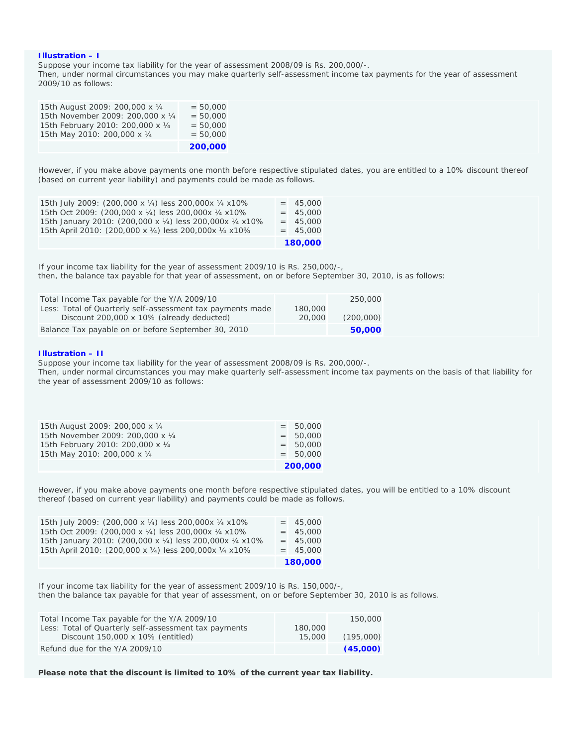**Illustration – I**

Suppose your income tax liability for the year of assessment 2008/09 is Rs. 200,000/-.
Then, under normal circumstances you may make quarterly self-assessment income tax payments for the year of assessment 2009/10 as follows:

| | |
|---|---|
| 15th August 2009: 200,000 x ¼ | = 50,000 |
| 15th November 2009: 200,000 x ¼ | = 50,000 |
| 15th February 2010: 200,000 x ¼ | = 50,000 |
| 15th May 2010: 200,000 x ¼ | = 50,000 |
| | **200,000** |

However, if you make above payments one month before respective stipulated dates, you are entitled to a 10% discount thereof (based on current year liability) and payments could be made as follows.

| | |
|---|---|
| 15th July 2009: (200,000 x ¼) less 200,000x ¼ x10% | = 45,000 |
| 15th Oct 2009: (200,000 x ¼) less 200,000x ¼ x10% | = 45,000 |
| 15th January 2010: (200,000 x ¼) less 200,000x ¼ x10% | = 45,000 |
| 15th April 2010: (200,000 x ¼) less 200,000x ¼ x10% | = 45,000 |
| | **180,000** |

If your income tax liability for the year of assessment 2009/10 is Rs. 250,000/-,
then, the balance tax payable for that year of assessment, on or before September 30, 2010, is as follows:

| | | |
|---|---|---|
| Total Income Tax payable for the Y/A 2009/10 | | 250,000 |
| Less: Total of Quarterly self-assessment tax payments made | 180,000 | |
| Discount 200,000 x 10% (already deducted) | 20,000 | (200,000) |
| Balance Tax payable on or before September 30, 2010 | | **50,000** |

**Illustration – II**

Suppose your income tax liability for the year of assessment 2008/09 is Rs. 200,000/-.
Then, under normal circumstances you may make quarterly self-assessment income tax payments on the basis of that liability for the year of assessment 2009/10 as follows:

| | |
|---|---|
| 15th August 2009: 200,000 x ¼ | = 50,000 |
| 15th November 2009: 200,000 x ¼ | = 50,000 |
| 15th February 2010: 200,000 x ¼ | = 50,000 |
| 15th May 2010: 200,000 x ¼ | = 50,000 |
| | **200,000** |

However, if you make above payments one month before respective stipulated dates, you will be entitled to a 10% discount thereof (based on current year liability) and payments could be made as follows.

| | |
|---|---|
| 15th July 2009: (200,000 x ¼) less 200,000x ¼ x10% | = 45,000 |
| 15th Oct 2009: (200,000 x ¼) less 200,000x ¼ x10% | = 45,000 |
| 15th January 2010: (200,000 x ¼) less 200,000x ¼ x10% | = 45,000 |
| 15th April 2010: (200,000 x ¼) less 200,000x ¼ x10% | = 45,000 |
| | **180,000** |

If your income tax liability for the year of assessment 2009/10 is Rs. 150,000/-,
then the balance tax payable for that year of assessment, on or before September 30, 2010 is as follows.

| | | |
|---|---|---|
| Total Income Tax payable for the Y/A 2009/10 | | 150,000 |
| Less: Total of Quarterly self-assessment tax payments | 180,000 | |
| Discount 150,000 x 10% (entitled) | 15,000 | (195,000) |
| Refund due for the Y/A 2009/10 | | **(45,000)** |

**Please note that the discount is limited to 10% of the current year tax liability.**